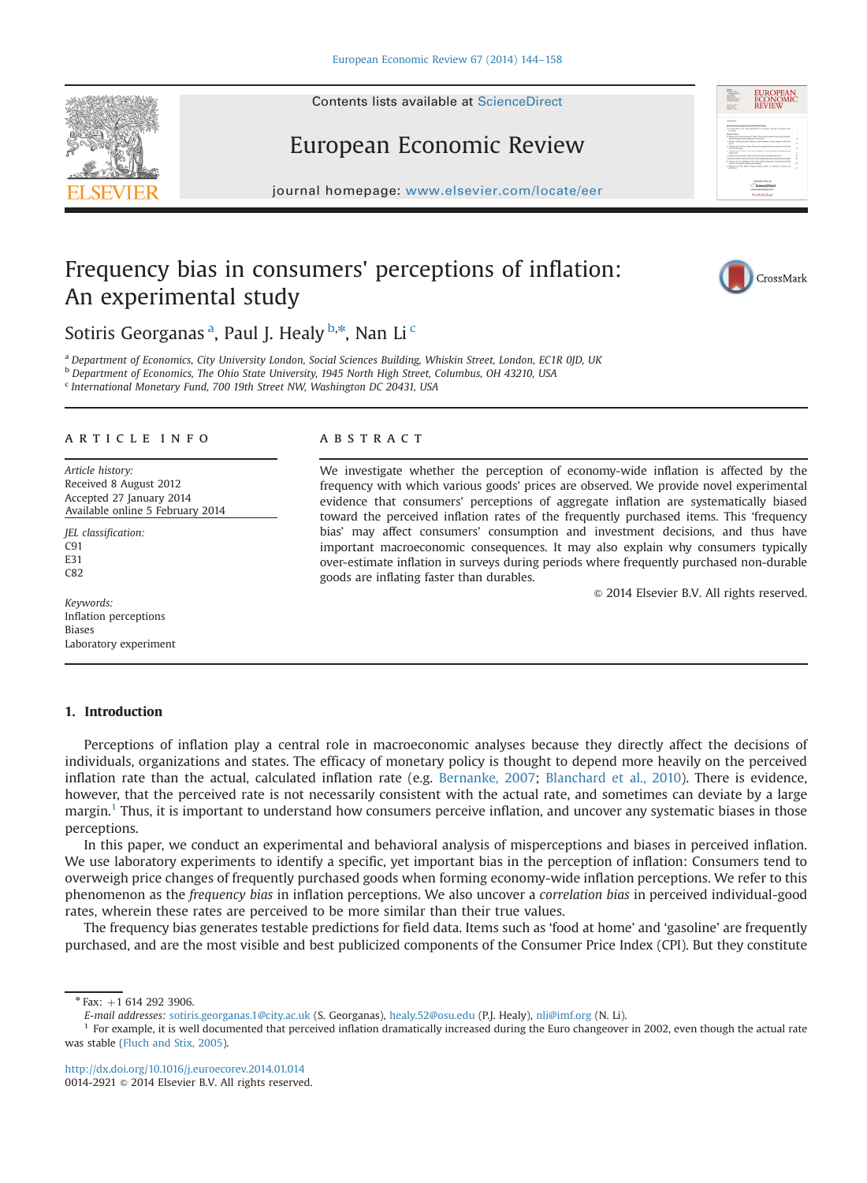# Frequency bias in consumers' perceptions of inflation: An experimental study

Sotiris Georganas [a], Paul J. Healy [b,*], Nan Li [c]

[a] Department of Economics, City University London, Social Sciences Building, Whiskin Street, London, EC1R 0JD, UK
[b] Department of Economics, The Ohio State University, 1945 North High Street, Columbus, OH 43210, USA
[c] International Monetary Fund, 700 19th Street NW, Washington DC 20431, USA

## ARTICLE INFO

*Article history:*
Received 8 August 2012
Accepted 27 January 2014
Available online 5 February 2014

*JEL classification:*
C91
E31
C82

*Keywords:*
Inflation perceptions
Biases
Laboratory experiment

## ABSTRACT

We investigate whether the perception of economy-wide inflation is affected by the frequency with which various goods' prices are observed. We provide novel experimental evidence that consumers' perceptions of aggregate inflation are systematically biased toward the perceived inflation rates of the frequently purchased items. This 'frequency bias' may affect consumers' consumption and investment decisions, and thus have important macroeconomic consequences. It may also explain why consumers typically over-estimate inflation in surveys during periods where frequently purchased non-durable goods are inflating faster than durables.

© 2014 Elsevier B.V. All rights reserved.

## 1. Introduction

Perceptions of inflation play a central role in macroeconomic analyses because they directly affect the decisions of individuals, organizations and states. The efficacy of monetary policy is thought to depend more heavily on the perceived inflation rate than the actual, calculated inflation rate (e.g. Bernanke, 2007; Blanchard et al., 2010). There is evidence, however, that the perceived rate is not necessarily consistent with the actual rate, and sometimes can deviate by a large margin.[1] Thus, it is important to understand how consumers perceive inflation, and uncover any systematic biases in those perceptions.

In this paper, we conduct an experimental and behavioral analysis of misperceptions and biases in perceived inflation. We use laboratory experiments to identify a specific, yet important bias in the perception of inflation: Consumers tend to overweigh price changes of frequently purchased goods when forming economy-wide inflation perceptions. We refer to this phenomenon as the *frequency bias* in inflation perceptions. We also uncover a *correlation bias* in perceived individual-good rates, wherein these rates are perceived to be more similar than their true values.

The frequency bias generates testable predictions for field data. Items such as 'food at home' and 'gasoline' are frequently purchased, and are the most visible and best publicized components of the Consumer Price Index (CPI). But they constitute

* Fax: +1 614 292 3906.
*E-mail addresses:* sotiris.georganas.1@city.ac.uk (S. Georganas), healy.52@osu.edu (P.J. Healy), nli@imf.org (N. Li).
[1] For example, it is well documented that perceived inflation dramatically increased during the Euro changeover in 2002, even though the actual rate was stable (Fluch and Stix, 2005).

http://dx.doi.org/10.1016/j.euroecorev.2014.01.014
0014-2921 © 2014 Elsevier B.V. All rights reserved.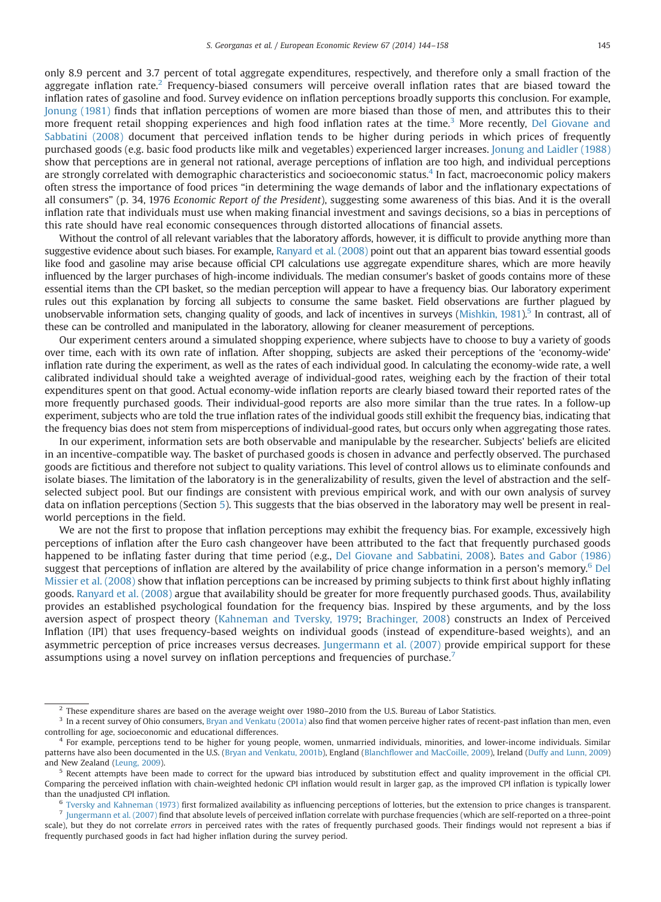only 8.9 percent and 3.7 percent of total aggregate expenditures, respectively, and therefore only a small fraction of the aggregate inflation rate.[2] Frequency-biased consumers will perceive overall inflation rates that are biased toward the inflation rates of gasoline and food. Survey evidence on inflation perceptions broadly supports this conclusion. For example, Jonung (1981) finds that inflation perceptions of women are more biased than those of men, and attributes this to their more frequent retail shopping experiences and high food inflation rates at the time.[3] More recently, Del Giovane and Sabbatini (2008) document that perceived inflation tends to be higher during periods in which prices of frequently purchased goods (e.g. basic food products like milk and vegetables) experienced larger increases. Jonung and Laidler (1988) show that perceptions are in general not rational, average perceptions of inflation are too high, and individual perceptions are strongly correlated with demographic characteristics and socioeconomic status.[4] In fact, macroeconomic policy makers often stress the importance of food prices "in determining the wage demands of labor and the inflationary expectations of all consumers" (p. 34, 1976 *Economic Report of the President*), suggesting some awareness of this bias. And it is the overall inflation rate that individuals must use when making financial investment and savings decisions, so a bias in perceptions of this rate should have real economic consequences through distorted allocations of financial assets.

Without the control of all relevant variables that the laboratory affords, however, it is difficult to provide anything more than suggestive evidence about such biases. For example, Ranyard et al. (2008) point out that an apparent bias toward essential goods like food and gasoline may arise because official CPI calculations use aggregate expenditure shares, which are more heavily influenced by the larger purchases of high-income individuals. The median consumer's basket of goods contains more of these essential items than the CPI basket, so the median perception will appear to have a frequency bias. Our laboratory experiment rules out this explanation by forcing all subjects to consume the same basket. Field observations are further plagued by unobservable information sets, changing quality of goods, and lack of incentives in surveys (Mishkin, 1981).[5] In contrast, all of these can be controlled and manipulated in the laboratory, allowing for cleaner measurement of perceptions.

Our experiment centers around a simulated shopping experience, where subjects have to choose to buy a variety of goods over time, each with its own rate of inflation. After shopping, subjects are asked their perceptions of the 'economy-wide' inflation rate during the experiment, as well as the rates of each individual good. In calculating the economy-wide rate, a well calibrated individual should take a weighted average of individual-good rates, weighing each by the fraction of their total expenditures spent on that good. Actual economy-wide inflation reports are clearly biased toward their reported rates of the more frequently purchased goods. Their individual-good reports are also more similar than the true rates. In a follow-up experiment, subjects who are told the true inflation rates of the individual goods still exhibit the frequency bias, indicating that the frequency bias does not stem from misperceptions of individual-good rates, but occurs only when aggregating those rates.

In our experiment, information sets are both observable and manipulable by the researcher. Subjects' beliefs are elicited in an incentive-compatible way. The basket of purchased goods is chosen in advance and perfectly observed. The purchased goods are fictitious and therefore not subject to quality variations. This level of control allows us to eliminate confounds and isolate biases. The limitation of the laboratory is in the generalizability of results, given the level of abstraction and the self-selected subject pool. But our findings are consistent with previous empirical work, and with our own analysis of survey data on inflation perceptions (Section 5). This suggests that the bias observed in the laboratory may well be present in real-world perceptions in the field.

We are not the first to propose that inflation perceptions may exhibit the frequency bias. For example, excessively high perceptions of inflation after the Euro cash changeover have been attributed to the fact that frequently purchased goods happened to be inflating faster during that time period (e.g., Del Giovane and Sabbatini, 2008). Bates and Gabor (1986) suggest that perceptions of inflation are altered by the availability of price change information in a person's memory.[6] Del Missier et al. (2008) show that inflation perceptions can be increased by priming subjects to think first about highly inflating goods. Ranyard et al. (2008) argue that availability should be greater for more frequently purchased goods. Thus, availability provides an established psychological foundation for the frequency bias. Inspired by these arguments, and by the loss aversion aspect of prospect theory (Kahneman and Tversky, 1979; Brachinger, 2008) constructs an Index of Perceived Inflation (IPI) that uses frequency-based weights on individual goods (instead of expenditure-based weights), and an asymmetric perception of price increases versus decreases. Jungermann et al. (2007) provide empirical support for these assumptions using a novel survey on inflation perceptions and frequencies of purchase.[7]

---

[2] These expenditure shares are based on the average weight over 1980–2010 from the U.S. Bureau of Labor Statistics.

[3] In a recent survey of Ohio consumers, Bryan and Venkatu (2001a) also find that women perceive higher rates of recent-past inflation than men, even controlling for age, socioeconomic and educational differences.

[4] For example, perceptions tend to be higher for young people, women, unmarried individuals, minorities, and lower-income individuals. Similar patterns have also been documented in the U.S. (Bryan and Venkatu, 2001b), England (Blanchflower and MacCoille, 2009), Ireland (Duffy and Lunn, 2009) and New Zealand (Leung, 2009).

[5] Recent attempts have been made to correct for the upward bias introduced by substitution effect and quality improvement in the official CPI. Comparing the perceived inflation with chain-weighted hedonic CPI inflation would result in larger gap, as the improved CPI inflation is typically lower than the unadjusted CPI inflation.

[6] Tversky and Kahneman (1973) first formalized availability as influencing perceptions of lotteries, but the extension to price changes is transparent.

[7] Jungermann et al. (2007) find that absolute levels of perceived inflation correlate with purchase frequencies (which are self-reported on a three-point scale), but they do not correlate *errors* in perceived rates with the rates of frequently purchased goods. Their findings would not represent a bias if frequently purchased goods in fact had higher inflation during the survey period.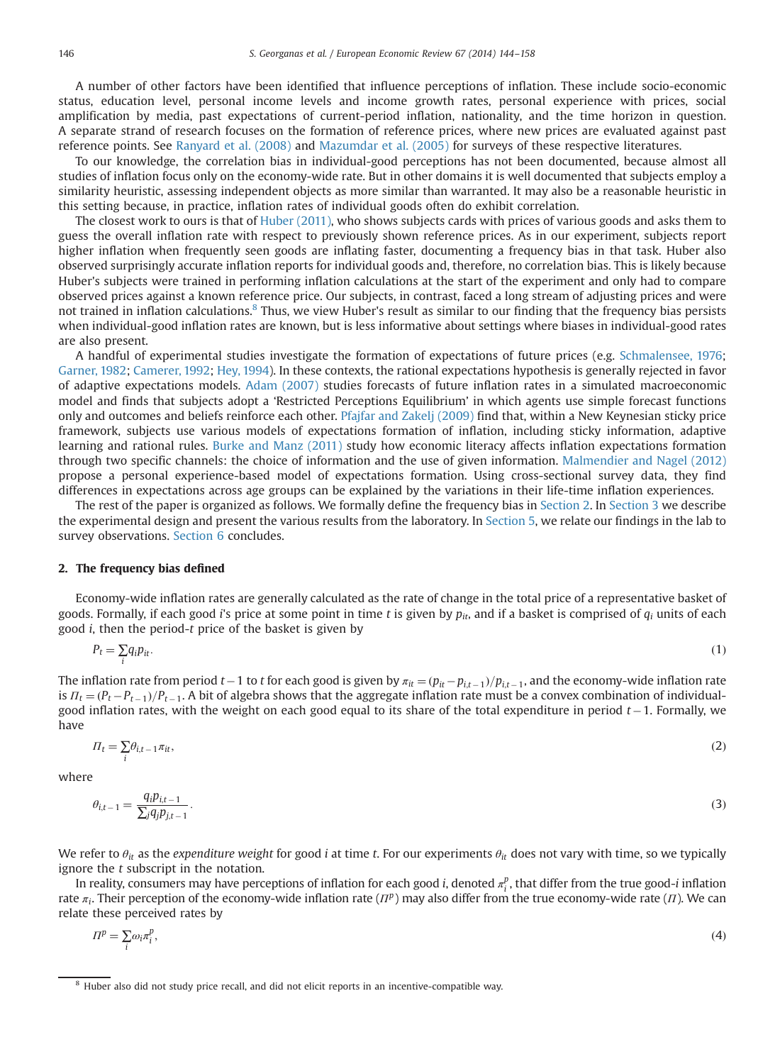A number of other factors have been identified that influence perceptions of inflation. These include socio-economic status, education level, personal income levels and income growth rates, personal experience with prices, social amplification by media, past expectations of current-period inflation, nationality, and the time horizon in question. A separate strand of research focuses on the formation of reference prices, where new prices are evaluated against past reference points. See Ranyard et al. (2008) and Mazumdar et al. (2005) for surveys of these respective literatures.

To our knowledge, the correlation bias in individual-good perceptions has not been documented, because almost all studies of inflation focus only on the economy-wide rate. But in other domains it is well documented that subjects employ a similarity heuristic, assessing independent objects as more similar than warranted. It may also be a reasonable heuristic in this setting because, in practice, inflation rates of individual goods often do exhibit correlation.

The closest work to ours is that of Huber (2011), who shows subjects cards with prices of various goods and asks them to guess the overall inflation rate with respect to previously shown reference prices. As in our experiment, subjects report higher inflation when frequently seen goods are inflating faster, documenting a frequency bias in that task. Huber also observed surprisingly accurate inflation reports for individual goods and, therefore, no correlation bias. This is likely because Huber's subjects were trained in performing inflation calculations at the start of the experiment and only had to compare observed prices against a known reference price. Our subjects, in contrast, faced a long stream of adjusting prices and were not trained in inflation calculations.[8] Thus, we view Huber's result as similar to our finding that the frequency bias persists when individual-good inflation rates are known, but is less informative about settings where biases in individual-good rates are also present.

A handful of experimental studies investigate the formation of expectations of future prices (e.g. Schmalensee, 1976; Garner, 1982; Camerer, 1992; Hey, 1994). In these contexts, the rational expectations hypothesis is generally rejected in favor of adaptive expectations models. Adam (2007) studies forecasts of future inflation rates in a simulated macroeconomic model and finds that subjects adopt a 'Restricted Perceptions Equilibrium' in which agents use simple forecast functions only and outcomes and beliefs reinforce each other. Pfajfar and Zakelj (2009) find that, within a New Keynesian sticky price framework, subjects use various models of expectations formation of inflation, including sticky information, adaptive learning and rational rules. Burke and Manz (2011) study how economic literacy affects inflation expectations formation through two specific channels: the choice of information and the use of given information. Malmendier and Nagel (2012) propose a personal experience-based model of expectations formation. Using cross-sectional survey data, they find differences in expectations across age groups can be explained by the variations in their life-time inflation experiences.

The rest of the paper is organized as follows. We formally define the frequency bias in Section 2. In Section 3 we describe the experimental design and present the various results from the laboratory. In Section 5, we relate our findings in the lab to survey observations. Section 6 concludes.

## 2. The frequency bias defined

Economy-wide inflation rates are generally calculated as the rate of change in the total price of a representative basket of goods. Formally, if each good $i$'s price at some point in time $t$ is given by $p_{it}$, and if a basket is comprised of $q_i$ units of each good $i$, then the period-$t$ price of the basket is given by

$$P_t = \sum_i q_i p_{it}. \tag{1}$$

The inflation rate from period $t-1$ to $t$ for each good is given by $\pi_{it} = (p_{it} - p_{i,t-1})/p_{i,t-1}$, and the economy-wide inflation rate is $\Pi_t = (P_t - P_{t-1})/P_{t-1}$. A bit of algebra shows that the aggregate inflation rate must be a convex combination of individual-good inflation rates, with the weight on each good equal to its share of the total expenditure in period $t-1$. Formally, we have

$$\Pi_t = \sum_i \theta_{i,t-1} \pi_{it}, \tag{2}$$

where

$$\theta_{i,t-1} = \frac{q_i p_{i,t-1}}{\sum_j q_j p_{j,t-1}}. \tag{3}$$

We refer to $\theta_{it}$ as the *expenditure weight* for good $i$ at time $t$. For our experiments $\theta_{it}$ does not vary with time, so we typically ignore the $t$ subscript in the notation.

In reality, consumers may have perceptions of inflation for each good $i$, denoted $\pi_i^p$, that differ from the true good-$i$ inflation rate $\pi_i$. Their perception of the economy-wide inflation rate ($\Pi^p$) may also differ from the true economy-wide rate ($\Pi$). We can relate these perceived rates by

$$\Pi^p = \sum_i \omega_i \pi_i^p, \tag{4}$$

[8] Huber also did not study price recall, and did not elicit reports in an incentive-compatible way.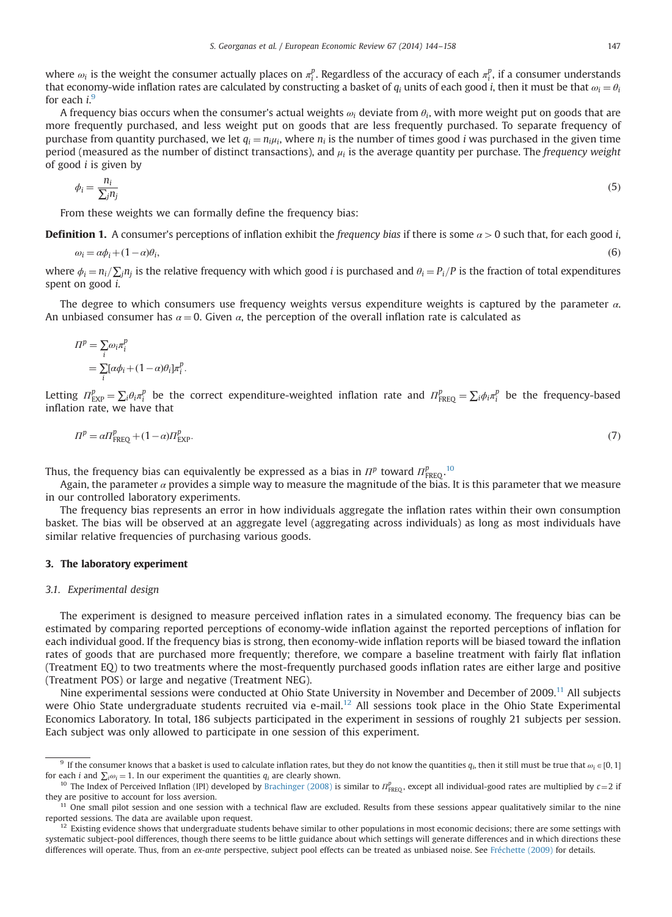where $\omega_i$ is the weight the consumer actually places on $\pi_i^p$. Regardless of the accuracy of each $\pi_i^p$, if a consumer understands that economy-wide inflation rates are calculated by constructing a basket of $q_i$ units of each good $i$, then it must be that $\omega_i = \theta_i$ for each $i$.[9]

A frequency bias occurs when the consumer's actual weights $\omega_i$ deviate from $\theta_i$, with more weight put on goods that are more frequently purchased, and less weight put on goods that are less frequently purchased. To separate frequency of purchase from quantity purchased, we let $q_i = n_i \mu_i$, where $n_i$ is the number of times good $i$ was purchased in the given time period (measured as the number of distinct transactions), and $\mu_i$ is the average quantity per purchase. The *frequency weight* of good $i$ is given by

$$\phi_i = \frac{n_i}{\sum_j n_j} \tag{5}$$

From these weights we can formally define the frequency bias:

**Definition 1.** A consumer's perceptions of inflation exhibit the *frequency bias* if there is some $\alpha > 0$ such that, for each good $i$,

$$\omega_i = \alpha \phi_i + (1-\alpha)\theta_i, \tag{6}$$

where $\phi_i = n_i / \sum_j n_j$ is the relative frequency with which good $i$ is purchased and $\theta_i = P_i / P$ is the fraction of total expenditures spent on good $i$.

The degree to which consumers use frequency weights versus expenditure weights is captured by the parameter $\alpha$. An unbiased consumer has $\alpha = 0$. Given $\alpha$, the perception of the overall inflation rate is calculated as

$$\begin{aligned}
\Pi^p &= \sum_i \omega_i \pi_i^p \\
&= \sum_i [\alpha \phi_i + (1-\alpha)\theta_i] \pi_i^p.
\end{aligned}$$

Letting $\Pi_{\text{EXP}}^p = \sum_i \theta_i \pi_i^p$ be the correct expenditure-weighted inflation rate and $\Pi_{\text{FREQ}}^p = \sum_i \phi_i \pi_i^p$ be the frequency-based inflation rate, we have that

$$\Pi^p = \alpha \Pi_{\text{FREQ}}^p + (1-\alpha)\Pi_{\text{EXP}}^p. \tag{7}$$

Thus, the frequency bias can equivalently be expressed as a bias in $\Pi^p$ toward $\Pi_{\text{FREQ}}^p$.[10]

Again, the parameter $\alpha$ provides a simple way to measure the magnitude of the bias. It is this parameter that we measure in our controlled laboratory experiments.

The frequency bias represents an error in how individuals aggregate the inflation rates within their own consumption basket. The bias will be observed at an aggregate level (aggregating across individuals) as long as most individuals have similar relative frequencies of purchasing various goods.

## 3. The laboratory experiment

### 3.1. Experimental design

The experiment is designed to measure perceived inflation rates in a simulated economy. The frequency bias can be estimated by comparing reported perceptions of economy-wide inflation against the reported perceptions of inflation for each individual good. If the frequency bias is strong, then economy-wide inflation reports will be biased toward the inflation rates of goods that are purchased more frequently; therefore, we compare a baseline treatment with fairly flat inflation (Treatment EQ) to two treatments where the most-frequently purchased goods inflation rates are either large and positive (Treatment POS) or large and negative (Treatment NEG).

Nine experimental sessions were conducted at Ohio State University in November and December of 2009.[11] All subjects were Ohio State undergraduate students recruited via e-mail.[12] All sessions took place in the Ohio State Experimental Economics Laboratory. In total, 186 subjects participated in the experiment in sessions of roughly 21 subjects per session. Each subject was only allowed to participate in one session of this experiment.

---

[9] If the consumer knows that a basket is used to calculate inflation rates, but they do not know the quantities $q_i$, then it still must be true that $\omega_i \in [0, 1]$ for each $i$ and $\sum_i \omega_i = 1$. In our experiment the quantities $q_i$ are clearly shown.

[10] The Index of Perceived Inflation (IPI) developed by Brachinger (2008) is similar to $\Pi_{\text{FREQ}}^p$, except all individual-good rates are multiplied by $c=2$ if they are positive to account for loss aversion.

[11] One small pilot session and one session with a technical flaw are excluded. Results from these sessions appear qualitatively similar to the nine reported sessions. The data are available upon request.

[12] Existing evidence shows that undergraduate students behave similar to other populations in most economic decisions; there are some settings with systematic subject-pool differences, though there seems to be little guidance about which settings will generate differences and in which directions these differences will operate. Thus, from an *ex-ante* perspective, subject pool effects can be treated as unbiased noise. See Fréchette (2009) for details.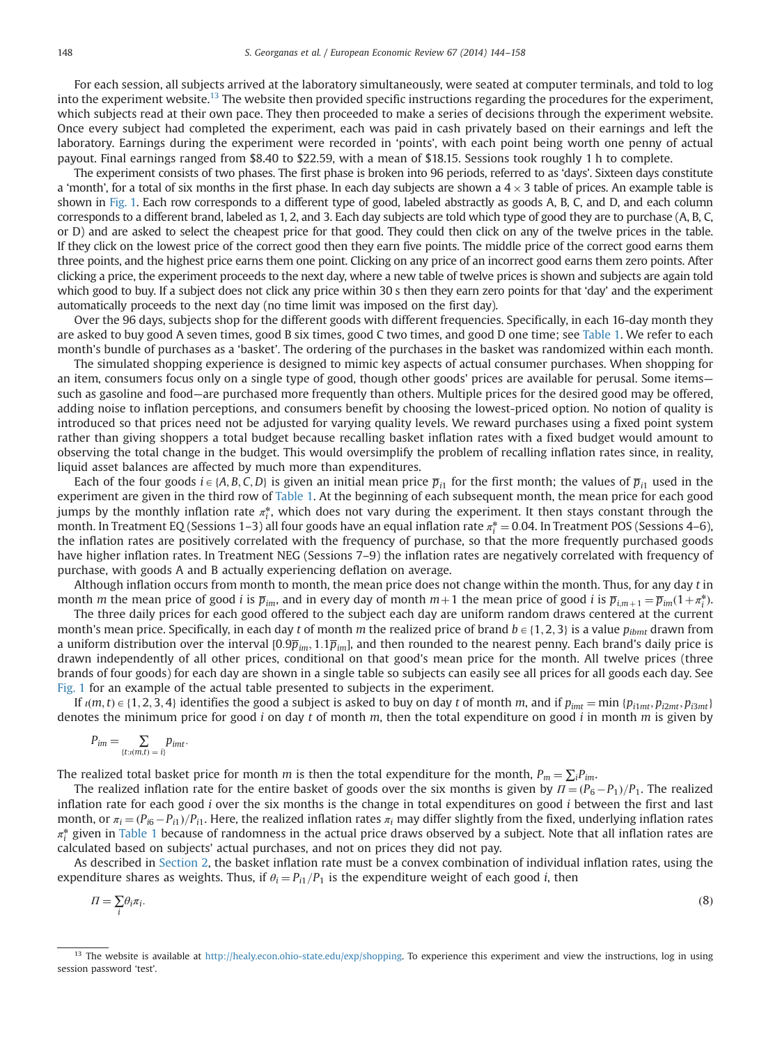For each session, all subjects arrived at the laboratory simultaneously, were seated at computer terminals, and told to log into the experiment website.[13] The website then provided specific instructions regarding the procedures for the experiment, which subjects read at their own pace. They then proceeded to make a series of decisions through the experiment website. Once every subject had completed the experiment, each was paid in cash privately based on their earnings and left the laboratory. Earnings during the experiment were recorded in 'points', with each point being worth one penny of actual payout. Final earnings ranged from \$8.40 to \$22.59, with a mean of \$18.15. Sessions took roughly 1 h to complete.

The experiment consists of two phases. The first phase is broken into 96 periods, referred to as 'days'. Sixteen days constitute a 'month', for a total of six months in the first phase. In each day subjects are shown a $4 \times 3$ table of prices. An example table is shown in Fig. 1. Each row corresponds to a different type of good, labeled abstractly as goods A, B, C, and D, and each column corresponds to a different brand, labeled as 1, 2, and 3. Each day subjects are told which type of good they are to purchase (A, B, C, or D) and are asked to select the cheapest price for that good. They could then click on any of the twelve prices in the table. If they click on the lowest price of the correct good then they earn five points. The middle price of the correct good earns them three points, and the highest price earns them one point. Clicking on any price of an incorrect good earns them zero points. After clicking a price, the experiment proceeds to the next day, where a new table of twelve prices is shown and subjects are again told which good to buy. If a subject does not click any price within 30 s then they earn zero points for that 'day' and the experiment automatically proceeds to the next day (no time limit was imposed on the first day).

Over the 96 days, subjects shop for the different goods with different frequencies. Specifically, in each 16-day month they are asked to buy good A seven times, good B six times, good C two times, and good D one time; see Table 1. We refer to each month's bundle of purchases as a 'basket'. The ordering of the purchases in the basket was randomized within each month.

The simulated shopping experience is designed to mimic key aspects of actual consumer purchases. When shopping for an item, consumers focus only on a single type of good, though other goods' prices are available for perusal. Some items—such as gasoline and food—are purchased more frequently than others. Multiple prices for the desired good may be offered, adding noise to inflation perceptions, and consumers benefit by choosing the lowest-priced option. No notion of quality is introduced so that prices need not be adjusted for varying quality levels. We reward purchases using a fixed point system rather than giving shoppers a total budget because recalling basket inflation rates with a fixed budget would amount to observing the total change in the budget. This would oversimplify the problem of recalling inflation rates since, in reality, liquid asset balances are affected by much more than expenditures.

Each of the four goods $i \in \{A, B, C, D\}$ is given an initial mean price $\overline{p}_{i1}$ for the first month; the values of $\overline{p}_{i1}$ used in the experiment are given in the third row of Table 1. At the beginning of each subsequent month, the mean price for each good jumps by the monthly inflation rate $\pi_i^*$, which does not vary during the experiment. It then stays constant through the month. In Treatment EQ (Sessions 1–3) all four goods have an equal inflation rate $\pi_i^* = 0.04$. In Treatment POS (Sessions 4–6), the inflation rates are positively correlated with the frequency of purchase, so that the more frequently purchased goods have higher inflation rates. In Treatment NEG (Sessions 7–9) the inflation rates are negatively correlated with frequency of purchase, with goods A and B actually experiencing deflation on average.

Although inflation occurs from month to month, the mean price does not change within the month. Thus, for any day $t$ in month $m$ the mean price of good $i$ is $\overline{p}_{im}$, and in every day of month $m+1$ the mean price of good $i$ is $\overline{p}_{i,m+1} = \overline{p}_{im}(1+\pi_i^*)$.

The three daily prices for each good offered to the subject each day are uniform random draws centered at the current month's mean price. Specifically, in each day $t$ of month $m$ the realized price of brand $b \in \{1, 2, 3\}$ is a value $p_{ibmt}$ drawn from a uniform distribution over the interval $[0.9\overline{p}_{im}, 1.1\overline{p}_{im}]$, and then rounded to the nearest penny. Each brand's daily price is drawn independently of all other prices, conditional on that good's mean price for the month. All twelve prices (three brands of four goods) for each day are shown in a single table so subjects can easily see all prices for all goods each day. See Fig. 1 for an example of the actual table presented to subjects in the experiment.

If $\iota(m, t) \in \{1, 2, 3, 4\}$ identifies the good a subject is asked to buy on day $t$ of month $m$, and if $p_{imt} = \min\{p_{i1mt}, p_{i2mt}, p_{i3mt}\}$ denotes the minimum price for good $i$ on day $t$ of month $m$, then the total expenditure on good $i$ in month $m$ is given by

$$P_{im} = \sum_{\{t : \iota(m,t) = i\}} p_{imt}.$$

The realized total basket price for month $m$ is then the total expenditure for the month, $P_m = \sum_i P_{im}$.

The realized inflation rate for the entire basket of goods over the six months is given by $\Pi = (P_6 - P_1)/P_1$. The realized inflation rate for each good $i$ over the six months is the change in total expenditures on good $i$ between the first and last month, or $\pi_i = (P_{i6} - P_{i1})/P_{i1}$. Here, the realized inflation rates $\pi_i$ may differ slightly from the fixed, underlying inflation rates $\pi_i^*$ given in Table 1 because of randomness in the actual price draws observed by a subject. Note that all inflation rates are calculated based on subjects' actual purchases, and not on prices they did not pay.

As described in Section 2, the basket inflation rate must be a convex combination of individual inflation rates, using the expenditure shares as weights. Thus, if $\theta_i = P_{i1}/P_1$ is the expenditure weight of each good $i$, then

$$\Pi = \sum_i \theta_i \pi_i. \tag{8}$$

---

[13] The website is available at http://healy.econ.ohio-state.edu/exp/shopping. To experience this experiment and view the instructions, log in using session password 'test'.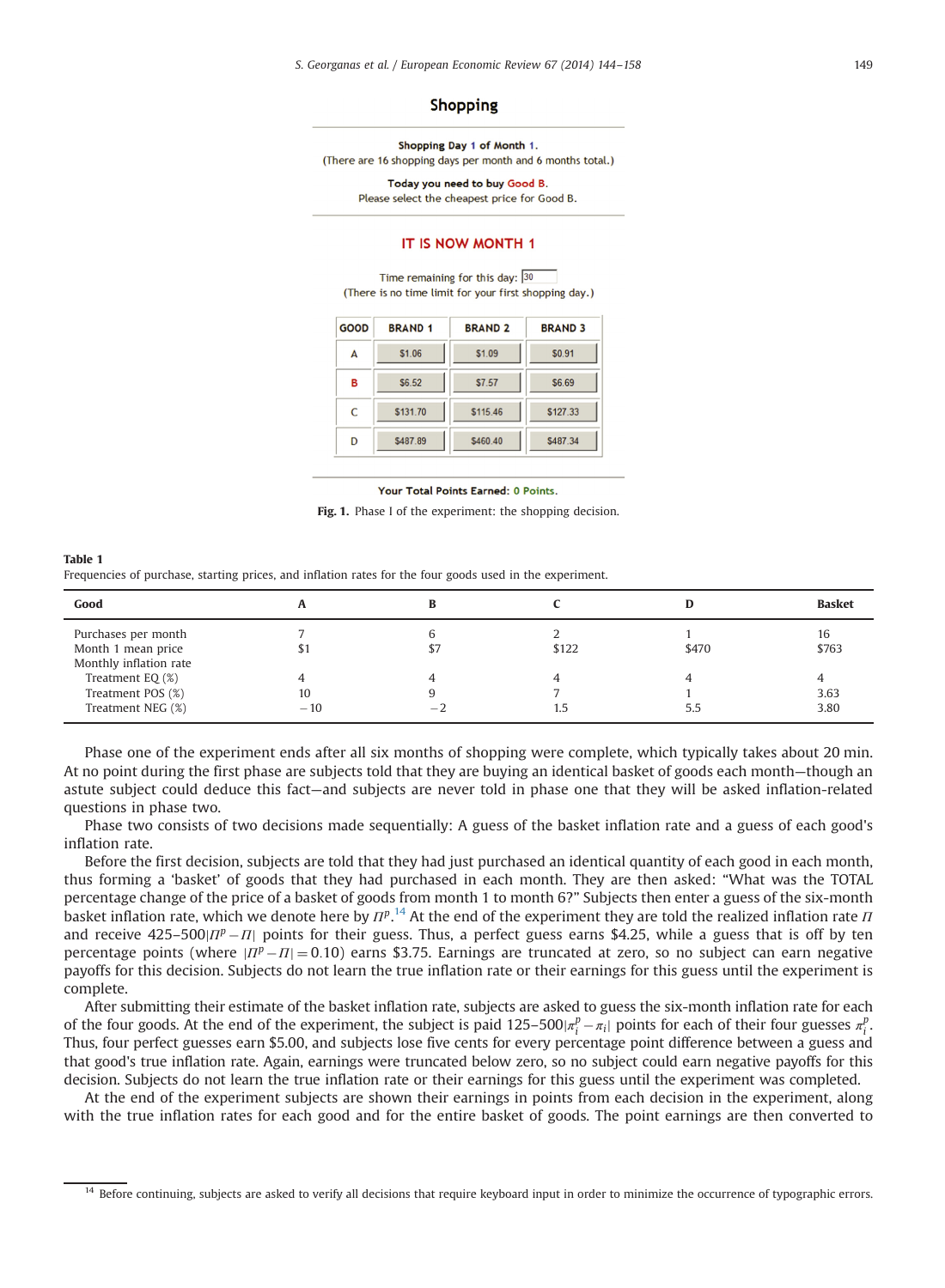Shopping

Shopping Day 1 of Month 1.
(There are 16 shopping days per month and 6 months total.)

Today you need to buy Good B.
Please select the cheapest price for Good B.

IT IS NOW MONTH 1

Time remaining for this day: 30
(There is no time limit for your first shopping day.)

| GOOD | BRAND 1 | BRAND 2 | BRAND 3 |
|---|---|---|---|
| A | $1.06 | $1.09 | $0.91 |
| B | $6.52 | $7.57 | $6.69 |
| C | $131.70 | $115.46 | $127.33 |
| D | $487.89 | $460.40 | $487.34 |

Your Total Points Earned: 0 Points.

**Fig. 1.** Phase I of the experiment: the shopping decision.

**Table 1**
Frequencies of purchase, starting prices, and inflation rates for the four goods used in the experiment.

| Good | A | B | C | D | Basket |
|---|---|---|---|---|---|
| Purchases per month | 7 | 6 | 2 | 1 | 16 |
| Month 1 mean price | $1 | $7 | $122 | $470 | $763 |
| Monthly inflation rate | | | | | |
| Treatment EQ (%) | 4 | 4 | 4 | 4 | 4 |
| Treatment POS (%) | 10 | 9 | 7 | 1 | 3.63 |
| Treatment NEG (%) | −10 | −2 | 1.5 | 5.5 | 3.80 |

Phase one of the experiment ends after all six months of shopping were complete, which typically takes about 20 min. At no point during the first phase are subjects told that they are buying an identical basket of goods each month—though an astute subject could deduce this fact—and subjects are never told in phase one that they will be asked inflation-related questions in phase two.

Phase two consists of two decisions made sequentially: A guess of the basket inflation rate and a guess of each good's inflation rate.

Before the first decision, subjects are told that they had just purchased an identical quantity of each good in each month, thus forming a 'basket' of goods that they had purchased in each month. They are then asked: "What was the TOTAL percentage change of the price of a basket of goods from month 1 to month 6?" Subjects then enter a guess of the six-month basket inflation rate, which we denote here by $\Pi^p$.[14] At the end of the experiment they are told the realized inflation rate $\Pi$ and receive $425-500|\Pi^p-\Pi|$ points for their guess. Thus, a perfect guess earns \$4.25, while a guess that is off by ten percentage points (where $|\Pi^p-\Pi|=0.10$) earns \$3.75. Earnings are truncated at zero, so no subject can earn negative payoffs for this decision. Subjects do not learn the true inflation rate or their earnings for this guess until the experiment is complete.

After submitting their estimate of the basket inflation rate, subjects are asked to guess the six-month inflation rate for each of the four goods. At the end of the experiment, the subject is paid $125-500|\pi_i^p-\pi_i|$ points for each of their four guesses $\pi_i^p$. Thus, four perfect guesses earn \$5.00, and subjects lose five cents for every percentage point difference between a guess and that good's true inflation rate. Again, earnings were truncated below zero, so no subject could earn negative payoffs for this decision. Subjects do not learn the true inflation rate or their earnings for this guess until the experiment was completed.

At the end of the experiment subjects are shown their earnings in points from each decision in the experiment, along with the true inflation rates for each good and for the entire basket of goods. The point earnings are then converted to

[14] Before continuing, subjects are asked to verify all decisions that require keyboard input in order to minimize the occurrence of typographic errors.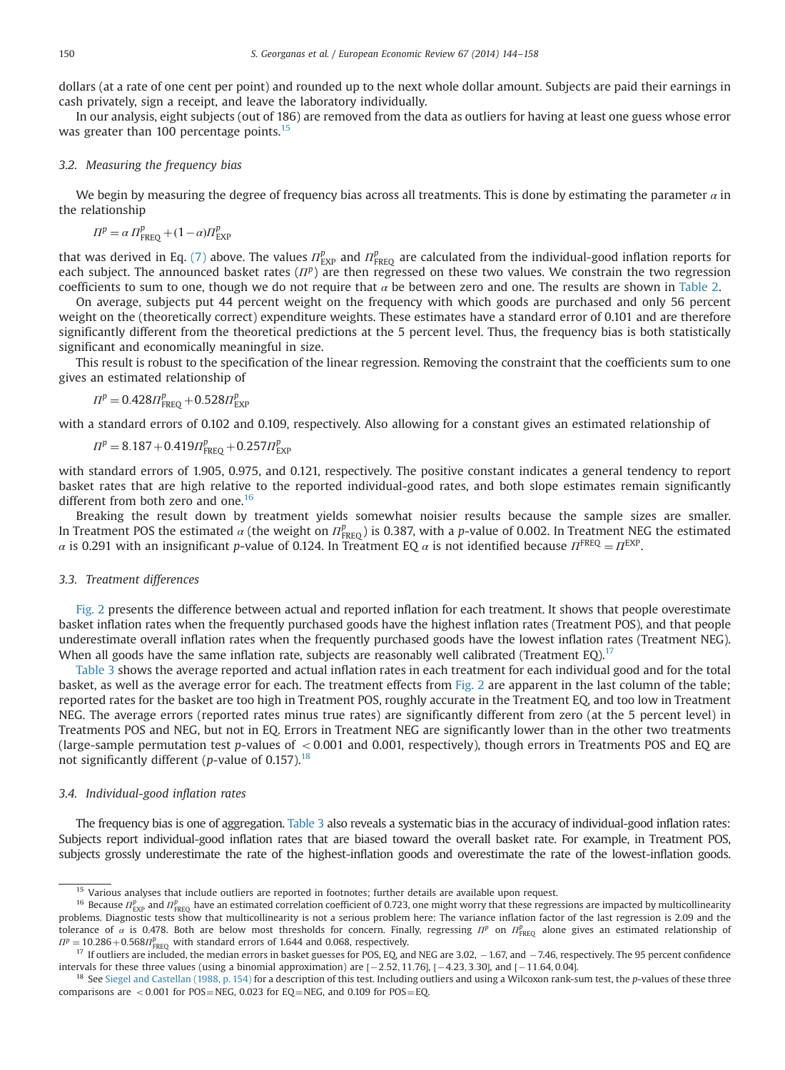dollars (at a rate of one cent per point) and rounded up to the next whole dollar amount. Subjects are paid their earnings in cash privately, sign a receipt, and leave the laboratory individually.

In our analysis, eight subjects (out of 186) are removed from the data as outliers for having at least one guess whose error was greater than 100 percentage points.[15]

### 3.2. Measuring the frequency bias

We begin by measuring the degree of frequency bias across all treatments. This is done by estimating the parameter $\alpha$ in the relationship

$$\Pi^p = \alpha\, \Pi^p_{\text{FREQ}} + (1-\alpha)\Pi^p_{\text{EXP}}$$

that was derived in Eq. (7) above. The values $\Pi^p_{\text{EXP}}$ and $\Pi^p_{\text{FREQ}}$ are calculated from the individual-good inflation reports for each subject. The announced basket rates ($\Pi^p$) are then regressed on these two values. We constrain the two regression coefficients to sum to one, though we do not require that $\alpha$ be between zero and one. The results are shown in Table 2.

On average, subjects put 44 percent weight on the frequency with which goods are purchased and only 56 percent weight on the (theoretically correct) expenditure weights. These estimates have a standard error of 0.101 and are therefore significantly different from the theoretical predictions at the 5 percent level. Thus, the frequency bias is both statistically significant and economically meaningful in size.

This result is robust to the specification of the linear regression. Removing the constraint that the coefficients sum to one gives an estimated relationship of

$$\Pi^p = 0.428\Pi^p_{\text{FREQ}} + 0.528\Pi^p_{\text{EXP}}$$

with a standard errors of 0.102 and 0.109, respectively. Also allowing for a constant gives an estimated relationship of

$$\Pi^p = 8.187 + 0.419\Pi^p_{\text{FREQ}} + 0.257\Pi^p_{\text{EXP}}$$

with standard errors of 1.905, 0.975, and 0.121, respectively. The positive constant indicates a general tendency to report basket rates that are high relative to the reported individual-good rates, and both slope estimates remain significantly different from both zero and one.[16]

Breaking the result down by treatment yields somewhat noisier results because the sample sizes are smaller. In Treatment POS the estimated $\alpha$ (the weight on $\Pi^p_{\text{FREQ}}$) is 0.387, with a $p$-value of 0.002. In Treatment NEG the estimated $\alpha$ is 0.291 with an insignificant $p$-value of 0.124. In Treatment EQ $\alpha$ is not identified because $\Pi^{\text{FREQ}} = \Pi^{\text{EXP}}$.

### 3.3. Treatment differences

Fig. 2 presents the difference between actual and reported inflation for each treatment. It shows that people overestimate basket inflation rates when the frequently purchased goods have the highest inflation rates (Treatment POS), and that people underestimate overall inflation rates when the frequently purchased goods have the lowest inflation rates (Treatment NEG). When all goods have the same inflation rate, subjects are reasonably well calibrated (Treatment EQ).[17]

Table 3 shows the average reported and actual inflation rates in each treatment for each individual good and for the total basket, as well as the average error for each. The treatment effects from Fig. 2 are apparent in the last column of the table; reported rates for the basket are too high in Treatment POS, roughly accurate in the Treatment EQ, and too low in Treatment NEG. The average errors (reported rates minus true rates) are significantly different from zero (at the 5 percent level) in Treatments POS and NEG, but not in EQ. Errors in Treatment NEG are significantly lower than in the other two treatments (large-sample permutation test $p$-values of $<0.001$ and 0.001, respectively), though errors in Treatments POS and EQ are not significantly different ($p$-value of 0.157).[18]

### 3.4. Individual-good inflation rates

The frequency bias is one of aggregation. Table 3 also reveals a systematic bias in the accuracy of individual-good inflation rates: Subjects report individual-good inflation rates that are biased toward the overall basket rate. For example, in Treatment POS, subjects grossly underestimate the rate of the highest-inflation goods and overestimate the rate of the lowest-inflation goods.

---

[15] Various analyses that include outliers are reported in footnotes; further details are available upon request.

[16] Because $\Pi^p_{\text{EXP}}$ and $\Pi^p_{\text{FREQ}}$ have an estimated correlation coefficient of 0.723, one might worry that these regressions are impacted by multicollinearity problems. Diagnostic tests show that multicollinearity is not a serious problem here: The variance inflation factor of the last regression is 2.09 and the tolerance of $\alpha$ is 0.478. Both are below most thresholds for concern. Finally, regressing $\Pi^p$ on $\Pi^p_{\text{FREQ}}$ alone gives an estimated relationship of $\Pi^p = 10.286 + 0.568\Pi^p_{\text{FREQ}}$ with standard errors of 1.644 and 0.068, respectively.

[17] If outliers are included, the median errors in basket guesses for POS, EQ, and NEG are 3.02, −1.67, and −7.46, respectively. The 95 percent confidence intervals for these three values (using a binomial approximation) are [−2.52, 11.76], [−4.23, 3.30], and [−11.64, 0.04].

[18] See Siegel and Castellan (1988, p. 154) for a description of this test. Including outliers and using a Wilcoxon rank-sum test, the $p$-values of these three comparisons are $<0.001$ for POS=NEG, 0.023 for EQ=NEG, and 0.109 for POS=EQ.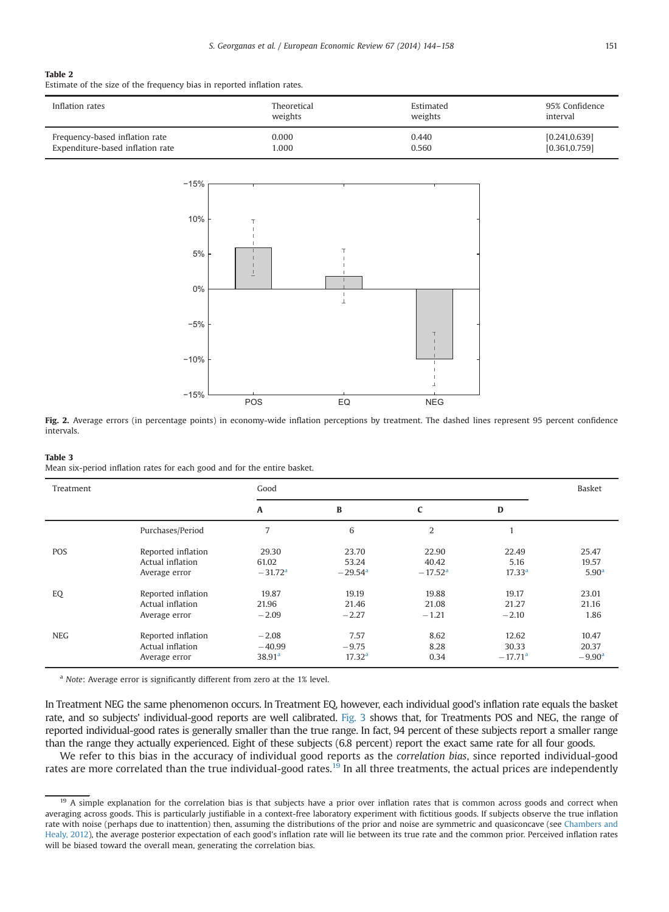**Table 2**
Estimate of the size of the frequency bias in reported inflation rates.

| Inflation rates | Theoretical weights | Estimated weights | 95% Confidence interval |
|---|---|---|---|
| Frequency-based inflation rate | 0.000 | 0.440 | [0.241,0.639] |
| Expenditure-based inflation rate | 1.000 | 0.560 | [0.361,0.759] |

−15%
10%
5%
0%
−5%
−10%
−15%
POS
EQ
NEG

**Fig. 2.** Average errors (in percentage points) in economy-wide inflation perceptions by treatment. The dashed lines represent 95 percent confidence intervals.

**Table 3**
Mean six-period inflation rates for each good and for the entire basket.

| Treatment | | Good | | | | Basket |
|---|---|---|---|---|---|---|
| | | **A** | **B** | **C** | **D** | |
| | Purchases/Period | 7 | 6 | 2 | 1 | |
| POS | Reported inflation | 29.30 | 23.70 | 22.90 | 22.49 | 25.47 |
| | Actual inflation | 61.02 | 53.24 | 40.42 | 5.16 | 19.57 |
| | Average error | −31.72[a] | −29.54[a] | −17.52[a] | 17.33[a] | 5.90[a] |
| EQ | Reported inflation | 19.87 | 19.19 | 19.88 | 19.17 | 23.01 |
| | Actual inflation | 21.96 | 21.46 | 21.08 | 21.27 | 21.16 |
| | Average error | −2.09 | −2.27 | −1.21 | −2.10 | 1.86 |
| NEG | Reported inflation | −2.08 | 7.57 | 8.62 | 12.62 | 10.47 |
| | Actual inflation | −40.99 | −9.75 | 8.28 | 30.33 | 20.37 |
| | Average error | 38.91[a] | 17.32[a] | 0.34 | −17.71[a] | −9.90[a] |

[a] *Note*: Average error is significantly different from zero at the 1% level.

In Treatment NEG the same phenomenon occurs. In Treatment EQ, however, each individual good's inflation rate equals the basket rate, and so subjects' individual-good reports are well calibrated. Fig. 3 shows that, for Treatments POS and NEG, the range of reported individual-good rates is generally smaller than the true range. In fact, 94 percent of these subjects report a smaller range than the range they actually experienced. Eight of these subjects (6.8 percent) report the exact same rate for all four goods.

We refer to this bias in the accuracy of individual good reports as the *correlation bias*, since reported individual-good rates are more correlated than the true individual-good rates.[19] In all three treatments, the actual prices are independently

[19] A simple explanation for the correlation bias is that subjects have a prior over inflation rates that is common across goods and correct when averaging across goods. This is particularly justifiable in a context-free laboratory experiment with fictitious goods. If subjects observe the true inflation rate with noise (perhaps due to inattention) then, assuming the distributions of the prior and noise are symmetric and quasiconcave (see Chambers and Healy, 2012), the average posterior expectation of each good's inflation rate will lie between its true rate and the common prior. Perceived inflation rates will be biased toward the overall mean, generating the correlation bias.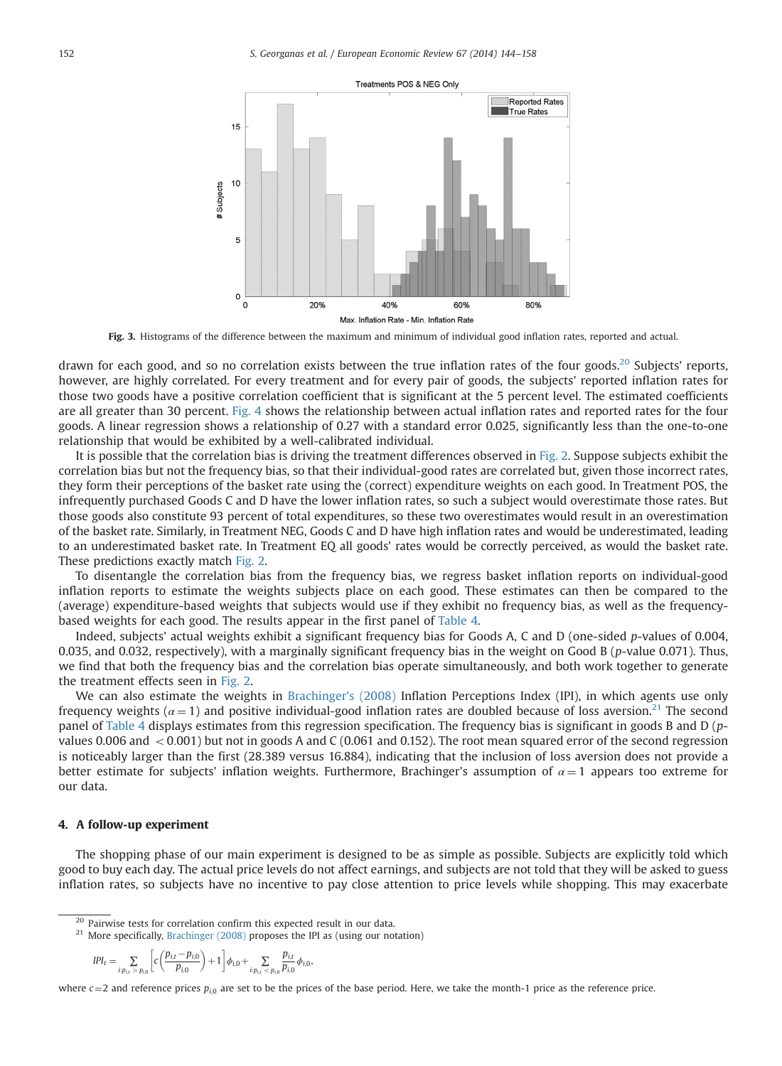**Fig. 3.** Histograms of the difference between the maximum and minimum of individual good inflation rates, reported and actual.

drawn for each good, and so no correlation exists between the true inflation rates of the four goods.[20] Subjects' reports, however, are highly correlated. For every treatment and for every pair of goods, the subjects' reported inflation rates for those two goods have a positive correlation coefficient that is significant at the 5 percent level. The estimated coefficients are all greater than 30 percent. Fig. 4 shows the relationship between actual inflation rates and reported rates for the four goods. A linear regression shows a relationship of 0.27 with a standard error 0.025, significantly less than the one-to-one relationship that would be exhibited by a well-calibrated individual.

It is possible that the correlation bias is driving the treatment differences observed in Fig. 2. Suppose subjects exhibit the correlation bias but not the frequency bias, so that their individual-good rates are correlated but, given those incorrect rates, they form their perceptions of the basket rate using the (correct) expenditure weights on each good. In Treatment POS, the infrequently purchased Goods C and D have the lower inflation rates, so such a subject would overestimate those rates. But those goods also constitute 93 percent of total expenditures, so these two overestimates would result in an overestimation of the basket rate. Similarly, in Treatment NEG, Goods C and D have high inflation rates and would be underestimated, leading to an underestimated basket rate. In Treatment EQ all goods' rates would be correctly perceived, as would the basket rate. These predictions exactly match Fig. 2.

To disentangle the correlation bias from the frequency bias, we regress basket inflation reports on individual-good inflation reports to estimate the weights subjects place on each good. These estimates can then be compared to the (average) expenditure-based weights that subjects would use if they exhibit no frequency bias, as well as the frequency-based weights for each good. The results appear in the first panel of Table 4.

Indeed, subjects' actual weights exhibit a significant frequency bias for Goods A, C and D (one-sided $p$-values of 0.004, 0.035, and 0.032, respectively), with a marginally significant frequency bias in the weight on Good B ($p$-value 0.071). Thus, we find that both the frequency bias and the correlation bias operate simultaneously, and both work together to generate the treatment effects seen in Fig. 2.

We can also estimate the weights in Brachinger's (2008) Inflation Perceptions Index (IPI), in which agents use only frequency weights ($\alpha = 1$) and positive individual-good inflation rates are doubled because of loss aversion.[21] The second panel of Table 4 displays estimates from this regression specification. The frequency bias is significant in goods B and D ($p$-values 0.006 and $< 0.001$) but not in goods A and C (0.061 and 0.152). The root mean squared error of the second regression is noticeably larger than the first (28.389 versus 16.884), indicating that the inclusion of loss aversion does not provide a better estimate for subjects' inflation weights. Furthermore, Brachinger's assumption of $\alpha = 1$ appears too extreme for our data.

## 4. A follow-up experiment

The shopping phase of our main experiment is designed to be as simple as possible. Subjects are explicitly told which good to buy each day. The actual price levels do not affect earnings, and subjects are not told that they will be asked to guess inflation rates, so subjects have no incentive to pay close attention to price levels while shopping. This may exacerbate

[20] Pairwise tests for correlation confirm this expected result in our data.

[21] More specifically, Brachinger (2008) proposes the IPI as (using our notation)

$$IPI_t = \sum_{i:p_{i,t} > p_{i,0}} \left[ c\left(\frac{p_{i,t} - p_{i,0}}{p_{i,0}}\right) + 1 \right] \phi_{i,0} + \sum_{i:p_{i,t} < p_{i,0}} \frac{p_{i,t}}{p_{i,0}} \phi_{i,0},$$

where $c = 2$ and reference prices $p_{i,0}$ are set to be the prices of the base period. Here, we take the month-1 price as the reference price.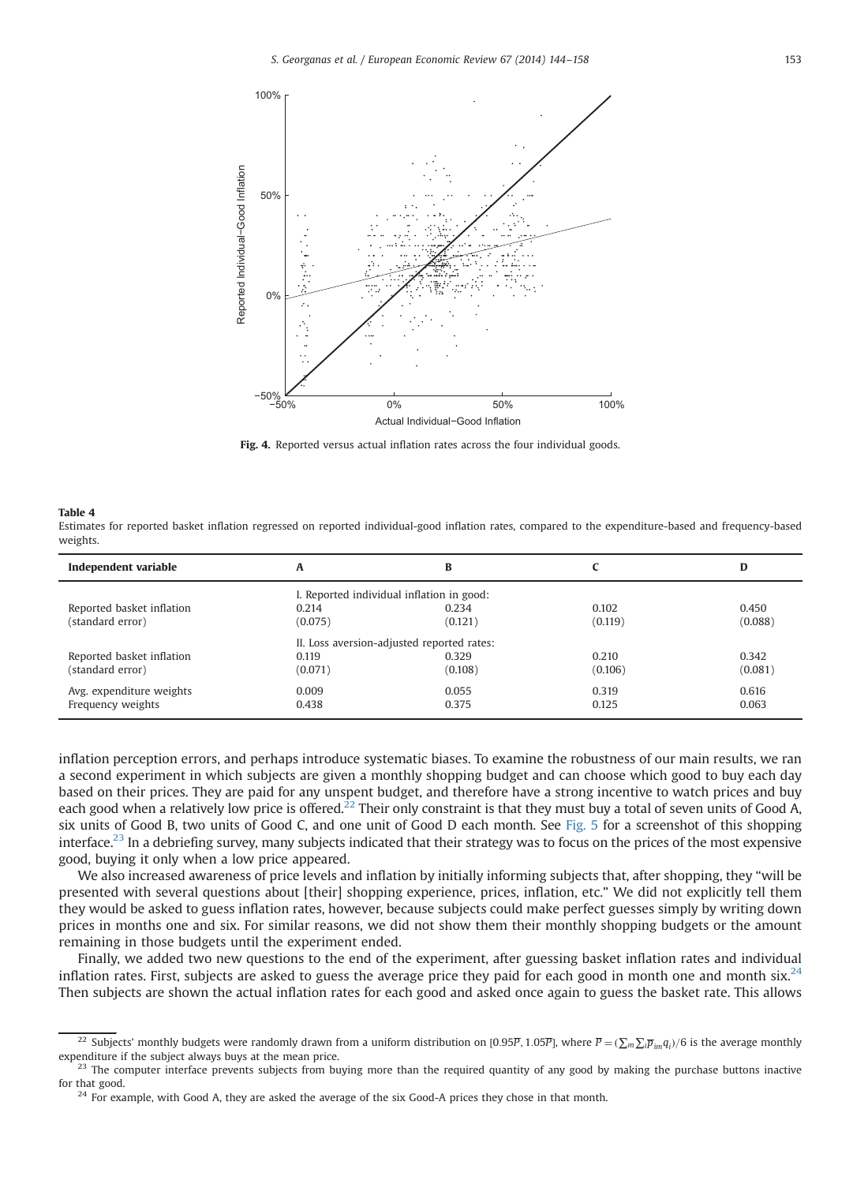100%

50%

0%

−50%

Reported Individual−Good Inflation

−50%

0%

50%

100%

Actual Individual−Good Inflation

**Fig. 4.** Reported versus actual inflation rates across the four individual goods.

**Table 4**
Estimates for reported basket inflation regressed on reported individual-good inflation rates, compared to the expenditure-based and frequency-based weights.

| Independent variable | A | B | C | D |
|---|---|---|---|---|
| | I. Reported individual inflation in good: | | | |
| Reported basket inflation | 0.214 | 0.234 | 0.102 | 0.450 |
| (standard error) | (0.075) | (0.121) | (0.119) | (0.088) |
| | II. Loss aversion-adjusted reported rates: | | | |
| Reported basket inflation | 0.119 | 0.329 | 0.210 | 0.342 |
| (standard error) | (0.071) | (0.108) | (0.106) | (0.081) |
| Avg. expenditure weights | 0.009 | 0.055 | 0.319 | 0.616 |
| Frequency weights | 0.438 | 0.375 | 0.125 | 0.063 |

inflation perception errors, and perhaps introduce systematic biases. To examine the robustness of our main results, we ran a second experiment in which subjects are given a monthly shopping budget and can choose which good to buy each day based on their prices. They are paid for any unspent budget, and therefore have a strong incentive to watch prices and buy each good when a relatively low price is offered.[22] Their only constraint is that they must buy a total of seven units of Good A, six units of Good B, two units of Good C, and one unit of Good D each month. See Fig. 5 for a screenshot of this shopping interface.[23] In a debriefing survey, many subjects indicated that their strategy was to focus on the prices of the most expensive good, buying it only when a low price appeared.

We also increased awareness of price levels and inflation by initially informing subjects that, after shopping, they "will be presented with several questions about [their] shopping experience, prices, inflation, etc." We did not explicitly tell them they would be asked to guess inflation rates, however, because subjects could make perfect guesses simply by writing down prices in months one and six. For similar reasons, we did not show them their monthly shopping budgets or the amount remaining in those budgets until the experiment ended.

Finally, we added two new questions to the end of the experiment, after guessing basket inflation rates and individual inflation rates. First, subjects are asked to guess the average price they paid for each good in month one and month six.[24] Then subjects are shown the actual inflation rates for each good and asked once again to guess the basket rate. This allows

[22] Subjects' monthly budgets were randomly drawn from a uniform distribution on $[0.95\overline{P}, 1.05\overline{P}]$, where $\overline{P} = (\sum_m \sum_i \overline{p}_{im} q_i)/6$ is the average monthly expenditure if the subject always buys at the mean price.

[23] The computer interface prevents subjects from buying more than the required quantity of any good by making the purchase buttons inactive for that good.

[24] For example, with Good A, they are asked the average of the six Good-A prices they chose in that month.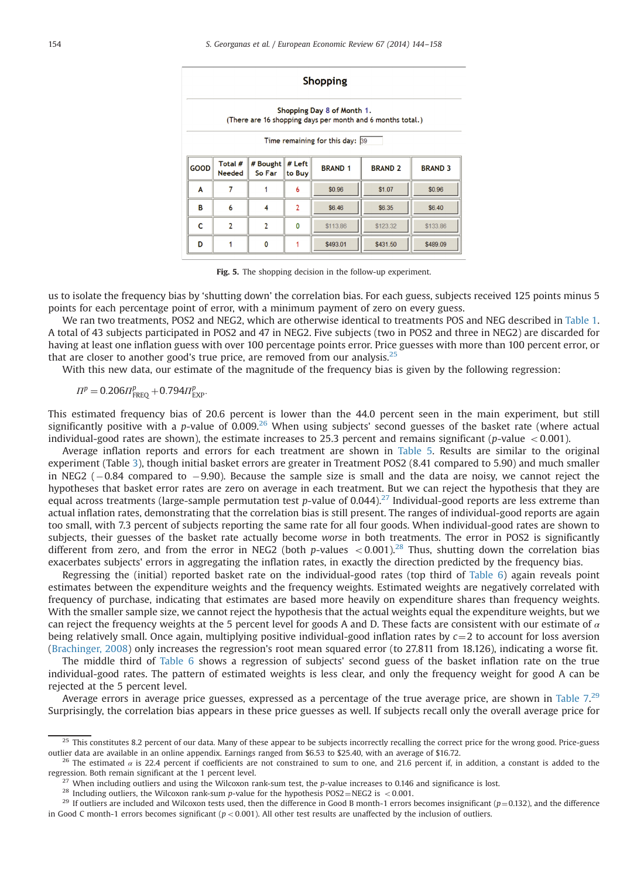**Shopping**

Shopping Day 8 of Month 1.
(There are 16 shopping days per month and 6 months total.)

Time remaining for this day: 39

| GOOD | Total # Needed | # Bought So Far | # Left to Buy | BRAND 1 | BRAND 2 | BRAND 3 |
|---|---|---|---|---|---|---|
| A | 7 | 1 | 6 | $0.96 | $1.07 | $0.96 |
| B | 6 | 4 | 2 | $6.46 | $6.35 | $6.40 |
| C | 2 | 2 | 0 | $113.86 | $123.32 | $133.86 |
| D | 1 | 0 | 1 | $493.01 | $431.50 | $489.09 |

**Fig. 5.** The shopping decision in the follow-up experiment.

us to isolate the frequency bias by 'shutting down' the correlation bias. For each guess, subjects received 125 points minus 5 points for each percentage point of error, with a minimum payment of zero on every guess.

We ran two treatments, POS2 and NEG2, which are otherwise identical to treatments POS and NEG described in Table 1. A total of 43 subjects participated in POS2 and 47 in NEG2. Five subjects (two in POS2 and three in NEG2) are discarded for having at least one inflation guess with over 100 percentage points error. Price guesses with more than 100 percent error, or that are closer to another good's true price, are removed from our analysis.[25]

With this new data, our estimate of the magnitude of the frequency bias is given by the following regression:

$$\Pi^p = 0.206\Pi^p_{\text{FREQ}} + 0.794\Pi^p_{\text{EXP}}.$$

This estimated frequency bias of 20.6 percent is lower than the 44.0 percent seen in the main experiment, but still significantly positive with a $p$-value of 0.009.[26] When using subjects' second guesses of the basket rate (where actual individual-good rates are shown), the estimate increases to 25.3 percent and remains significant ($p$-value $< 0.001$).

Average inflation reports and errors for each treatment are shown in Table 5. Results are similar to the original experiment (Table 3), though initial basket errors are greater in Treatment POS2 (8.41 compared to 5.90) and much smaller in NEG2 ($-0.84$ compared to $-9.90$). Because the sample size is small and the data are noisy, we cannot reject the hypotheses that basket error rates are zero on average in each treatment. But we can reject the hypothesis that they are equal across treatments (large-sample permutation test $p$-value of 0.044).[27] Individual-good reports are less extreme than actual inflation rates, demonstrating that the correlation bias is still present. The ranges of individual-good reports are again too small, with 7.3 percent of subjects reporting the same rate for all four goods. When individual-good rates are shown to subjects, their guesses of the basket rate actually become *worse* in both treatments. The error in POS2 is significantly different from zero, and from the error in NEG2 (both $p$-values $< 0.001$).[28] Thus, shutting down the correlation bias exacerbates subjects' errors in aggregating the inflation rates, in exactly the direction predicted by the frequency bias.

Regressing the (initial) reported basket rate on the individual-good rates (top third of Table 6) again reveals point estimates between the expenditure weights and the frequency weights. Estimated weights are negatively correlated with frequency of purchase, indicating that estimates are based more heavily on expenditure shares than frequency weights. With the smaller sample size, we cannot reject the hypothesis that the actual weights equal the expenditure weights, but we can reject the frequency weights at the 5 percent level for goods A and D. These facts are consistent with our estimate of $\alpha$ being relatively small. Once again, multiplying positive individual-good inflation rates by $c=2$ to account for loss aversion (Brachinger, 2008) only increases the regression's root mean squared error (to 27.811 from 18.126), indicating a worse fit.

The middle third of Table 6 shows a regression of subjects' second guess of the basket inflation rate on the true individual-good rates. The pattern of estimated weights is less clear, and only the frequency weight for good A can be rejected at the 5 percent level.

Average errors in average price guesses, expressed as a percentage of the true average price, are shown in Table 7.[29] Surprisingly, the correlation bias appears in these price guesses as well. If subjects recall only the overall average price for

---

[25] This constitutes 8.2 percent of our data. Many of these appear to be subjects incorrectly recalling the correct price for the wrong good. Price-guess outlier data are available in an online appendix. Earnings ranged from $6.53 to $25.40, with an average of $16.72.

[26] The estimated $\alpha$ is 22.4 percent if coefficients are not constrained to sum to one, and 21.6 percent if, in addition, a constant is added to the regression. Both remain significant at the 1 percent level.

[27] When including outliers and using the Wilcoxon rank-sum test, the $p$-value increases to 0.146 and significance is lost.

[28] Including outliers, the Wilcoxon rank-sum $p$-value for the hypothesis POS2 = NEG2 is $< 0.001$.

[29] If outliers are included and Wilcoxon tests used, then the difference in Good B month-1 errors becomes insignificant ($p = 0.132$), and the difference in Good C month-1 errors becomes significant ($p < 0.001$). All other test results are unaffected by the inclusion of outliers.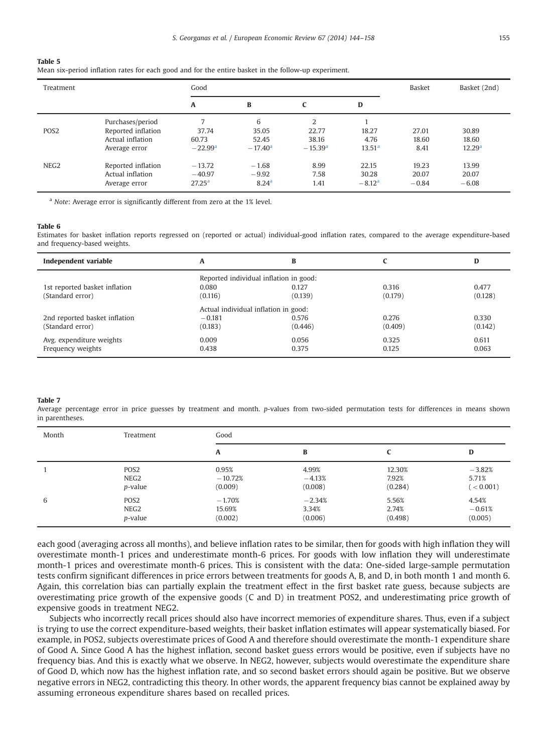**Table 5**
Mean six-period inflation rates for each good and for the entire basket in the follow-up experiment.

| Treatment | | Good | | | | Basket | Basket (2nd) |
|---|---|---|---|---|---|---|---|
| | | A | B | C | D | | |
| | Purchases/period | 7 | 6 | 2 | 1 | | |
| POS2 | Reported inflation | 37.74 | 35.05 | 22.77 | 18.27 | 27.01 | 30.89 |
| | Actual inflation | 60.73 | 52.45 | 38.16 | 4.76 | 18.60 | 18.60 |
| | Average error | −22.99[a] | −17.40[a] | −15.39[a] | 13.51[a] | 8.41 | 12.29[a] |
| NEG2 | Reported inflation | −13.72 | −1.68 | 8.99 | 22.15 | 19.23 | 13.99 |
| | Actual inflation | −40.97 | −9.92 | 7.58 | 30.28 | 20.07 | 20.07 |
| | Average error | 27.25[a] | 8.24[a] | 1.41 | −8.12[a] | −0.84 | −6.08 |

[a] *Note*: Average error is significantly different from zero at the 1% level.

**Table 6**
Estimates for basket inflation reports regressed on (reported or actual) individual-good inflation rates, compared to the average expenditure-based and frequency-based weights.

| Independent variable | A | B | C | D |
|---|---|---|---|---|
| | Reported individual inflation in good: | | | |
| 1st reported basket inflation | 0.080 | 0.127 | 0.316 | 0.477 |
| (Standard error) | (0.116) | (0.139) | (0.179) | (0.128) |
| | Actual individual inflation in good: | | | |
| 2nd reported basket inflation | −0.181 | 0.576 | 0.276 | 0.330 |
| (Standard error) | (0.183) | (0.446) | (0.409) | (0.142) |
| Avg. expenditure weights | 0.009 | 0.056 | 0.325 | 0.611 |
| Frequency weights | 0.438 | 0.375 | 0.125 | 0.063 |

**Table 7**
Average percentage error in price guesses by treatment and month. *p*-values from two-sided permutation tests for differences in means shown in parentheses.

| Month | Treatment | Good | | | |
|---|---|---|---|---|---|
| | | A | B | C | D |
| 1 | POS2 | 0.95% | 4.99% | 12.30% | −3.82% |
| | NEG2 | −10.72% | −4.13% | 7.92% | 5.71% |
| | *p*-value | (0.009) | (0.008) | (0.284) | (< 0.001) |
| 6 | POS2 | −1.70% | −2.34% | 5.56% | 4.54% |
| | NEG2 | 15.69% | 3.34% | 2.74% | −0.61% |
| | *p*-value | (0.002) | (0.006) | (0.498) | (0.005) |

each good (averaging across all months), and believe inflation rates to be similar, then for goods with high inflation they will overestimate month-1 prices and underestimate month-6 prices. For goods with low inflation they will underestimate month-1 prices and overestimate month-6 prices. This is consistent with the data: One-sided large-sample permutation tests confirm significant differences in price errors between treatments for goods A, B, and D, in both month 1 and month 6. Again, this correlation bias can partially explain the treatment effect in the first basket rate guess, because subjects are overestimating price growth of the expensive goods (C and D) in treatment POS2, and underestimating price growth of expensive goods in treatment NEG2.

Subjects who incorrectly recall prices should also have incorrect memories of expenditure shares. Thus, even if a subject is trying to use the correct expenditure-based weights, their basket inflation estimates will appear systematically biased. For example, in POS2, subjects overestimate prices of Good A and therefore should overestimate the month-1 expenditure share of Good A. Since Good A has the highest inflation, second basket guess errors would be positive, even if subjects have no frequency bias. And this is exactly what we observe. In NEG2, however, subjects would overestimate the expenditure share of Good D, which now has the highest inflation rate, and so second basket errors should again be positive. But we observe negative errors in NEG2, contradicting this theory. In other words, the apparent frequency bias cannot be explained away by assuming erroneous expenditure shares based on recalled prices.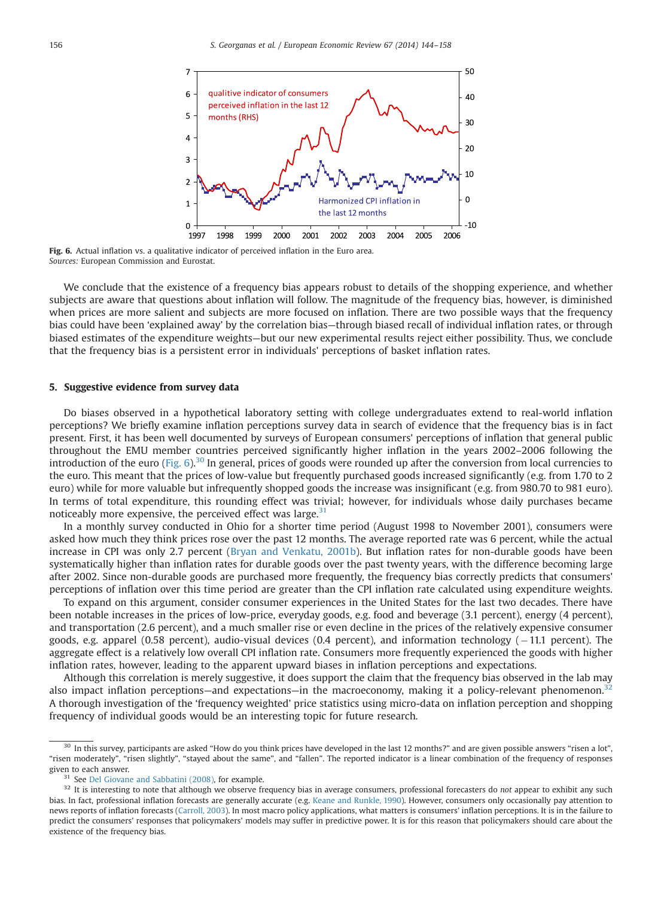7
6
5
4
3
2
1
0

50
40
30
20
10
0
-10

1997 1998 1999 2000 2001 2002 2003 2004 2005 2006

qualitive indicator of consumers perceived inflation in the last 12 months (RHS)

Harmonized CPI inflation in the last 12 months

**Fig. 6.** Actual inflation vs. a qualitative indicator of perceived inflation in the Euro area.
*Sources:* European Commission and Eurostat.

We conclude that the existence of a frequency bias appears robust to details of the shopping experience, and whether subjects are aware that questions about inflation will follow. The magnitude of the frequency bias, however, is diminished when prices are more salient and subjects are more focused on inflation. There are two possible ways that the frequency bias could have been 'explained away' by the correlation bias—through biased recall of individual inflation rates, or through biased estimates of the expenditure weights—but our new experimental results reject either possibility. Thus, we conclude that the frequency bias is a persistent error in individuals' perceptions of basket inflation rates.

## 5. Suggestive evidence from survey data

Do biases observed in a hypothetical laboratory setting with college undergraduates extend to real-world inflation perceptions? We briefly examine inflation perceptions survey data in search of evidence that the frequency bias is in fact present. First, it has been well documented by surveys of European consumers' perceptions of inflation that general public throughout the EMU member countries perceived significantly higher inflation in the years 2002–2006 following the introduction of the euro (Fig. 6).[30] In general, prices of goods were rounded up after the conversion from local currencies to the euro. This meant that the prices of low-value but frequently purchased goods increased significantly (e.g. from 1.70 to 2 euro) while for more valuable but infrequently shopped goods the increase was insignificant (e.g. from 980.70 to 981 euro). In terms of total expenditure, this rounding effect was trivial; however, for individuals whose daily purchases became noticeably more expensive, the perceived effect was large.[31]

In a monthly survey conducted in Ohio for a shorter time period (August 1998 to November 2001), consumers were asked how much they think prices rose over the past 12 months. The average reported rate was 6 percent, while the actual increase in CPI was only 2.7 percent (Bryan and Venkatu, 2001b). But inflation rates for non-durable goods have been systematically higher than inflation rates for durable goods over the past twenty years, with the difference becoming large after 2002. Since non-durable goods are purchased more frequently, the frequency bias correctly predicts that consumers' perceptions of inflation over this time period are greater than the CPI inflation rate calculated using expenditure weights.

To expand on this argument, consider consumer experiences in the United States for the last two decades. There have been notable increases in the prices of low-price, everyday goods, e.g. food and beverage (3.1 percent), energy (4 percent), and transportation (2.6 percent), and a much smaller rise or even decline in the prices of the relatively expensive consumer goods, e.g. apparel (0.58 percent), audio-visual devices (0.4 percent), and information technology (−11.1 percent). The aggregate effect is a relatively low overall CPI inflation rate. Consumers more frequently experienced the goods with higher inflation rates, however, leading to the apparent upward biases in inflation perceptions and expectations.

Although this correlation is merely suggestive, it does support the claim that the frequency bias observed in the lab may also impact inflation perceptions—and expectations—in the macroeconomy, making it a policy-relevant phenomenon.[32] A thorough investigation of the 'frequency weighted' price statistics using micro-data on inflation perception and shopping frequency of individual goods would be an interesting topic for future research.

[30] In this survey, participants are asked "How do you think prices have developed in the last 12 months?" and are given possible answers "risen a lot", "risen moderately", "risen slightly", "stayed about the same", and "fallen". The reported indicator is a linear combination of the frequency of responses given to each answer.

[31] See Del Giovane and Sabbatini (2008), for example.

[32] It is interesting to note that although we observe frequency bias in average consumers, professional forecasters do *not* appear to exhibit any such bias. In fact, professional inflation forecasts are generally accurate (e.g. Keane and Runkle, 1990). However, consumers only occasionally pay attention to news reports of inflation forecasts (Carroll, 2003). In most macro policy applications, what matters is consumers' inflation perceptions. It is in the failure to predict the consumers' responses that policymakers' models may suffer in predictive power. It is for this reason that policymakers should care about the existence of the frequency bias.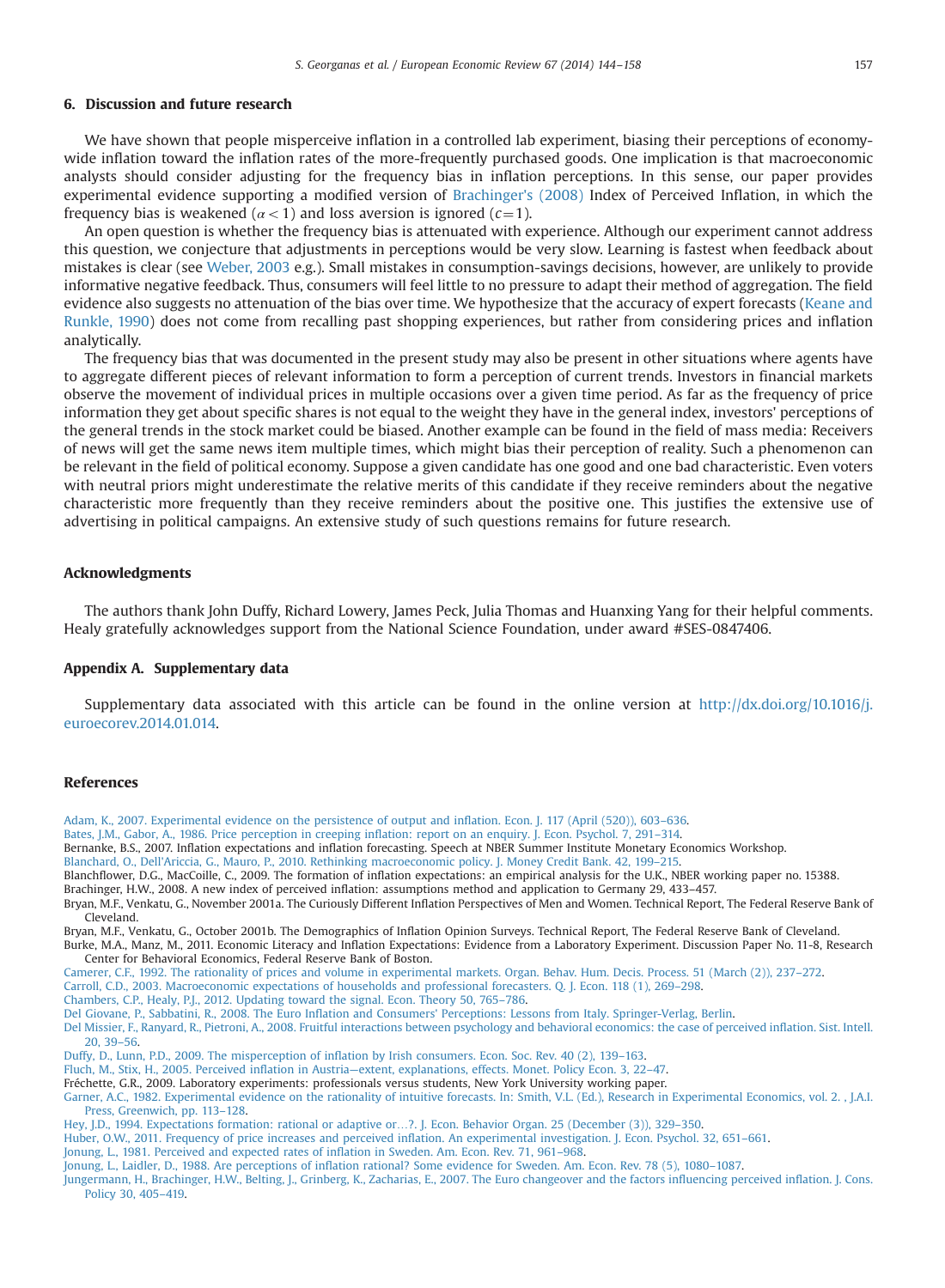## 6. Discussion and future research

We have shown that people misperceive inflation in a controlled lab experiment, biasing their perceptions of economy-wide inflation toward the inflation rates of the more-frequently purchased goods. One implication is that macroeconomic analysts should consider adjusting for the frequency bias in inflation perceptions. In this sense, our paper provides experimental evidence supporting a modified version of Brachinger's (2008) Index of Perceived Inflation, in which the frequency bias is weakened ($\alpha < 1$) and loss aversion is ignored ($c = 1$).

An open question is whether the frequency bias is attenuated with experience. Although our experiment cannot address this question, we conjecture that adjustments in perceptions would be very slow. Learning is fastest when feedback about mistakes is clear (see Weber, 2003 e.g.). Small mistakes in consumption-savings decisions, however, are unlikely to provide informative negative feedback. Thus, consumers will feel little to no pressure to adapt their method of aggregation. The field evidence also suggests no attenuation of the bias over time. We hypothesize that the accuracy of expert forecasts (Keane and Runkle, 1990) does not come from recalling past shopping experiences, but rather from considering prices and inflation analytically.

The frequency bias that was documented in the present study may also be present in other situations where agents have to aggregate different pieces of relevant information to form a perception of current trends. Investors in financial markets observe the movement of individual prices in multiple occasions over a given time period. As far as the frequency of price information they get about specific shares is not equal to the weight they have in the general index, investors' perceptions of the general trends in the stock market could be biased. Another example can be found in the field of mass media: Receivers of news will get the same news item multiple times, which might bias their perception of reality. Such a phenomenon can be relevant in the field of political economy. Suppose a given candidate has one good and one bad characteristic. Even voters with neutral priors might underestimate the relative merits of this candidate if they receive reminders about the negative characteristic more frequently than they receive reminders about the positive one. This justifies the extensive use of advertising in political campaigns. An extensive study of such questions remains for future research.

## Acknowledgments

The authors thank John Duffy, Richard Lowery, James Peck, Julia Thomas and Huanxing Yang for their helpful comments. Healy gratefully acknowledges support from the National Science Foundation, under award #SES-0847406.

## Appendix A. Supplementary data

Supplementary data associated with this article can be found in the online version at http://dx.doi.org/10.1016/j.euroecorev.2014.01.014.

## References

Adam, K., 2007. Experimental evidence on the persistence of output and inflation. Econ. J. 117 (April (520)), 603–636.

Bates, J.M., Gabor, A., 1986. Price perception in creeping inflation: report on an enquiry. J. Econ. Psychol. 7, 291–314.

Bernanke, B.S., 2007. Inflation expectations and inflation forecasting. Speech at NBER Summer Institute Monetary Economics Workshop.

Blanchard, O., Dell'Ariccia, G., Mauro, P., 2010. Rethinking macroeconomic policy. J. Money Credit Bank. 42, 199–215.

Blanchflower, D.G., MacCoille, C., 2009. The formation of inflation expectations: an empirical analysis for the U.K., NBER working paper no. 15388.

Brachinger, H.W., 2008. A new index of perceived inflation: assumptions method and application to Germany 29, 433–457.

Bryan, M.F., Venkatu, G., November 2001a. The Curiously Different Inflation Perspectives of Men and Women. Technical Report, The Federal Reserve Bank of Cleveland.

Bryan, M.F., Venkatu, G., October 2001b. The Demographics of Inflation Opinion Surveys. Technical Report, The Federal Reserve Bank of Cleveland.

Burke, M.A., Manz, M., 2011. Economic Literacy and Inflation Expectations: Evidence from a Laboratory Experiment. Discussion Paper No. 11-8, Research Center for Behavioral Economics, Federal Reserve Bank of Boston.

Camerer, C.F., 1992. The rationality of prices and volume in experimental markets. Organ. Behav. Hum. Decis. Process. 51 (March (2)), 237–272.

Carroll, C.D., 2003. Macroeconomic expectations of households and professional forecasters. Q. J. Econ. 118 (1), 269–298.

Chambers, C.P., Healy, P.J., 2012. Updating toward the signal. Econ. Theory 50, 765–786.

Del Giovane, P., Sabbatini, R., 2008. The Euro Inflation and Consumers' Perceptions: Lessons from Italy. Springer-Verlag, Berlin.

Del Missier, F., Ranyard, R., Pietroni, A., 2008. Fruitful interactions between psychology and behavioral economics: the case of perceived inflation. Sist. Intell. 20, 39–56.

Duffy, D., Lunn, P.D., 2009. The misperception of inflation by Irish consumers. Econ. Soc. Rev. 40 (2), 139–163.

Fluch, M., Stix, H., 2005. Perceived inflation in Austria—extent, explanations, effects. Monet. Policy Econ. 3, 22–47.

Fréchette, G.R., 2009. Laboratory experiments: professionals versus students, New York University working paper.

Garner, A.C., 1982. Experimental evidence on the rationality of intuitive forecasts. In: Smith, V.L. (Ed.), Research in Experimental Economics, vol. 2. , J.A.I. Press, Greenwich, pp. 113–128.

Hey, J.D., 1994. Expectations formation: rational or adaptive or…?. J. Econ. Behavior Organ. 25 (December (3)), 329–350.

Huber, O.W., 2011. Frequency of price increases and perceived inflation. An experimental investigation. J. Econ. Psychol. 32, 651–661.

Jonung, L., 1981. Perceived and expected rates of inflation in Sweden. Am. Econ. Rev. 71, 961–968.

Jonung, L., Laidler, D., 1988. Are perceptions of inflation rational? Some evidence for Sweden. Am. Econ. Rev. 78 (5), 1080–1087.

Jungermann, H., Brachinger, H.W., Belting, J., Grinberg, K., Zacharias, E., 2007. The Euro changeover and the factors influencing perceived inflation. J. Cons. Policy 30, 405–419.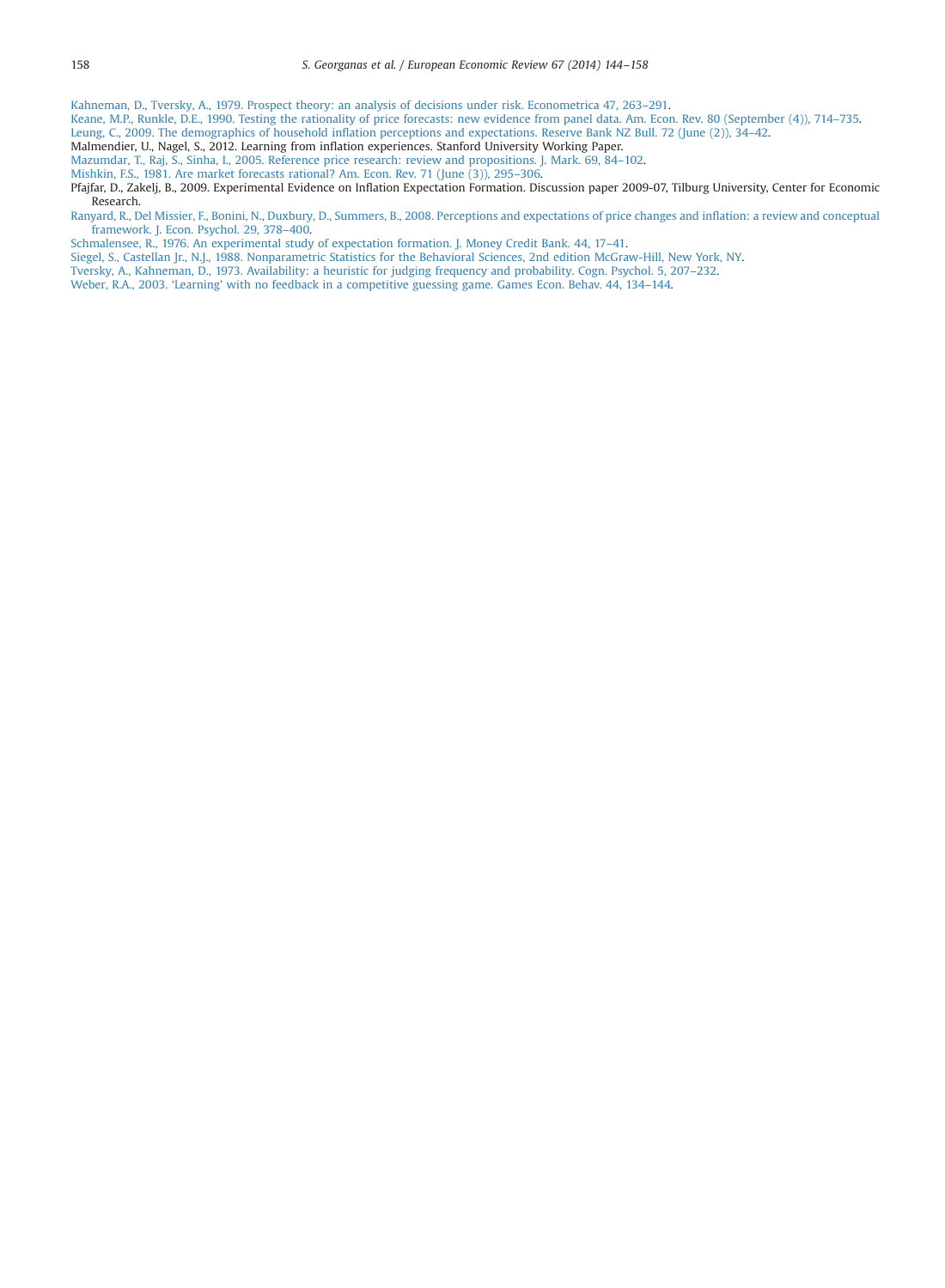Kahneman, D., Tversky, A., 1979. Prospect theory: an analysis of decisions under risk. Econometrica 47, 263–291.

Keane, M.P., Runkle, D.E., 1990. Testing the rationality of price forecasts: new evidence from panel data. Am. Econ. Rev. 80 (September (4)), 714–735.

Leung, C., 2009. The demographics of household inflation perceptions and expectations. Reserve Bank NZ Bull. 72 (June (2)), 34–42.

Malmendier, U., Nagel, S., 2012. Learning from inflation experiences. Stanford University Working Paper.

Mazumdar, T., Raj, S., Sinha, I., 2005. Reference price research: review and propositions. J. Mark. 69, 84–102.

Mishkin, F.S., 1981. Are market forecasts rational? Am. Econ. Rev. 71 (June (3)), 295–306.

Pfajfar, D., Zakelj, B., 2009. Experimental Evidence on Inflation Expectation Formation. Discussion paper 2009-07, Tilburg University, Center for Economic Research.

Ranyard, R., Del Missier, F., Bonini, N., Duxbury, D., Summers, B., 2008. Perceptions and expectations of price changes and inflation: a review and conceptual framework. J. Econ. Psychol. 29, 378–400.

Schmalensee, R., 1976. An experimental study of expectation formation. J. Money Credit Bank. 44, 17–41.

Siegel, S., Castellan Jr., N.J., 1988. Nonparametric Statistics for the Behavioral Sciences, 2nd edition McGraw-Hill, New York, NY.

Tversky, A., Kahneman, D., 1973. Availability: a heuristic for judging frequency and probability. Cogn. Psychol. 5, 207–232.

Weber, R.A., 2003. 'Learning' with no feedback in a competitive guessing game. Games Econ. Behav. 44, 134–144.